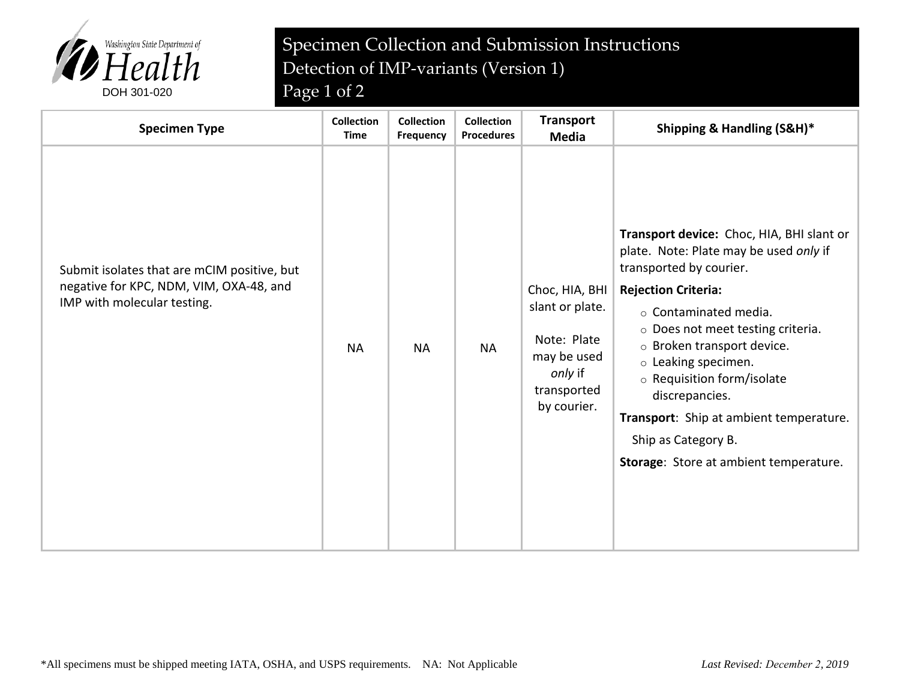Washington State Department of Health
DOH 301-020

# Specimen Collection and Submission Instructions

## Detection of IMP-variants (Version 1)

| Specimen Type | Collection Time | Collection Frequency | Collection Procedures | Transport Media | Shipping & Handling (S&H)* |
|---|---|---|---|---|---|
| Submit isolates that are mCIM positive, but negative for KPC, NDM, VIM, OXA-48, and IMP with molecular testing. | NA | NA | NA | Choc, HIA, BHI slant or plate.<br><br>Note: Plate may be used *only* if transported by courier. | **Transport device:** Choc, HIA, BHI slant or plate. Note: Plate may be used *only* if transported by courier.<br>**Rejection Criteria:**<br>○ Contaminated media.<br>○ Does not meet testing criteria.<br>○ Broken transport device.<br>○ Leaking specimen.<br>○ Requisition form/isolate discrepancies.<br>**Transport**: Ship at ambient temperature.<br>Ship as Category B.<br>**Storage**: Store at ambient temperature. |

*All specimens must be shipped meeting IATA, OSHA, and USPS requirements. NA: Not Applicable

*Last Revised: December 2, 2019*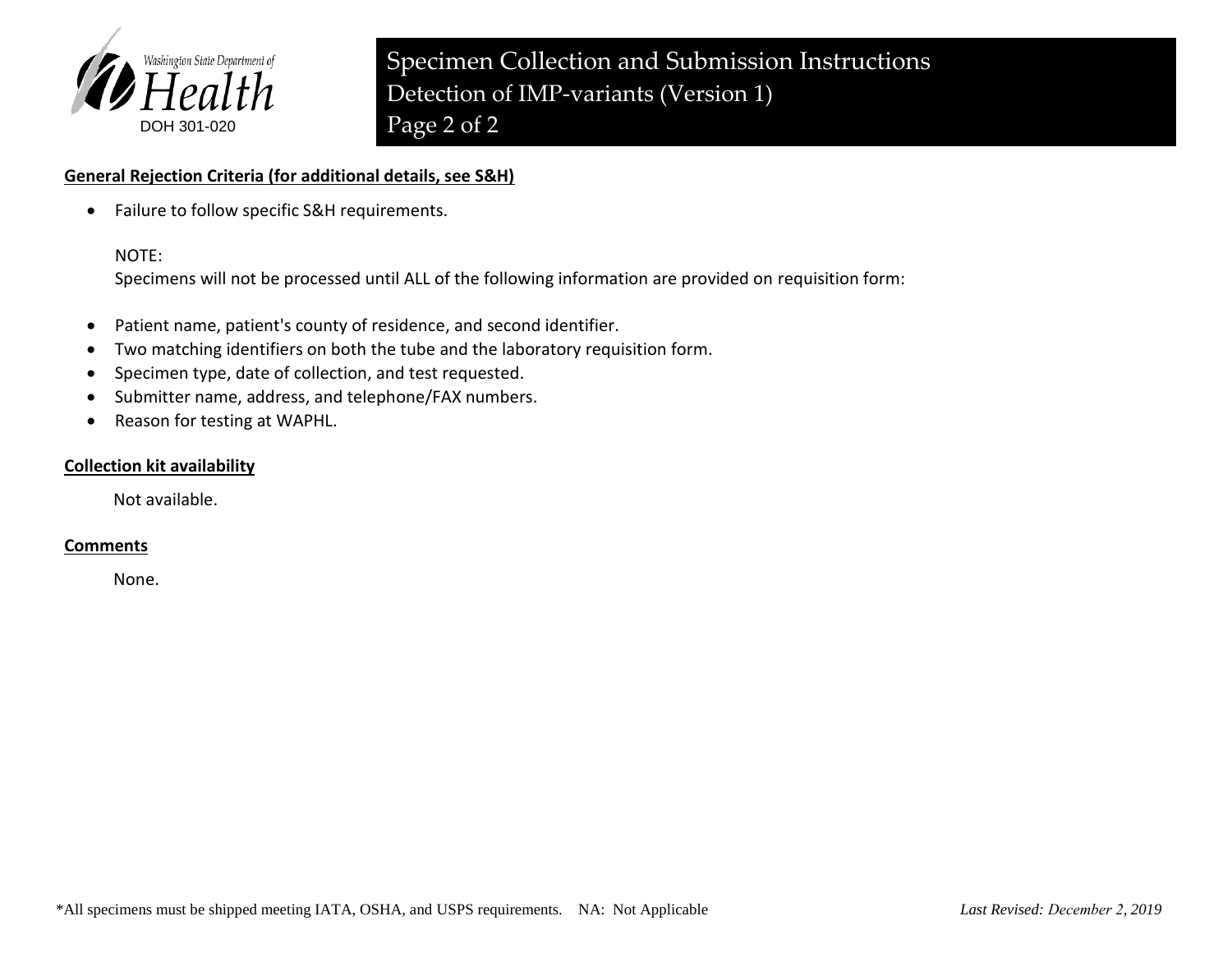**General Rejection Criteria (for additional details, see S&H)**

- Failure to follow specific S&H requirements.

NOTE:
Specimens will not be processed until ALL of the following information are provided on requisition form:

- Patient name, patient's county of residence, and second identifier.
- Two matching identifiers on both the tube and the laboratory requisition form.
- Specimen type, date of collection, and test requested.
- Submitter name, address, and telephone/FAX numbers.
- Reason for testing at WAPHL.

**Collection kit availability**

Not available.

**Comments**

None.

*All specimens must be shipped meeting IATA, OSHA, and USPS requirements. NA: Not Applicable

*Last Revised: December 2, 2019*